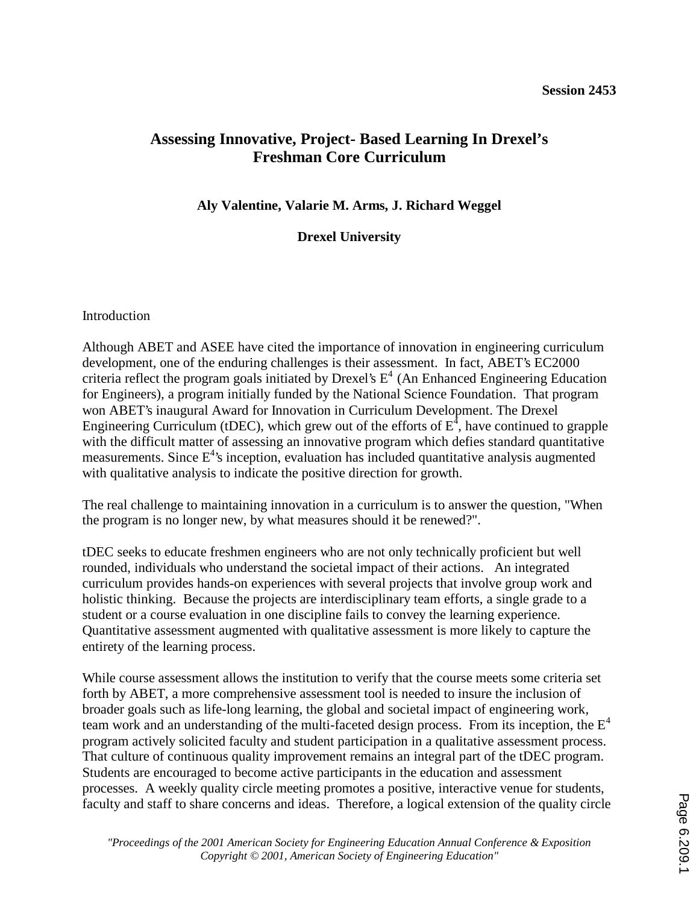Session 2453

# Assessing Innovative, Project- Based Learning In Drexel's Freshman Core Curriculum

**Aly Valentine, Valarie M. Arms, J. Richard Weggel**

**Drexel University**

## Introduction

Although ABET and ASEE have cited the importance of innovation in engineering curriculum development, one of the enduring challenges is their assessment. In fact, ABET's EC2000 criteria reflect the program goals initiated by Drexel's $E^4$ (An Enhanced Engineering Education for Engineers), a program initially funded by the National Science Foundation. That program won ABET's inaugural Award for Innovation in Curriculum Development. The Drexel Engineering Curriculum (tDEC), which grew out of the efforts of $E^4$, have continued to grapple with the difficult matter of assessing an innovative program which defies standard quantitative measurements. Since $E^4$'s inception, evaluation has included quantitative analysis augmented with qualitative analysis to indicate the positive direction for growth.

The real challenge to maintaining innovation in a curriculum is to answer the question, "When the program is no longer new, by what measures should it be renewed?".

tDEC seeks to educate freshmen engineers who are not only technically proficient but well rounded, individuals who understand the societal impact of their actions. An integrated curriculum provides hands-on experiences with several projects that involve group work and holistic thinking. Because the projects are interdisciplinary team efforts, a single grade to a student or a course evaluation in one discipline fails to convey the learning experience. Quantitative assessment augmented with qualitative assessment is more likely to capture the entirety of the learning process.

While course assessment allows the institution to verify that the course meets some criteria set forth by ABET, a more comprehensive assessment tool is needed to insure the inclusion of broader goals such as life-long learning, the global and societal impact of engineering work, team work and an understanding of the multi-faceted design process. From its inception, the $E^4$ program actively solicited faculty and student participation in a qualitative assessment process. That culture of continuous quality improvement remains an integral part of the tDEC program. Students are encouraged to become active participants in the education and assessment processes. A weekly quality circle meeting promotes a positive, interactive venue for students, faculty and staff to share concerns and ideas. Therefore, a logical extension of the quality circle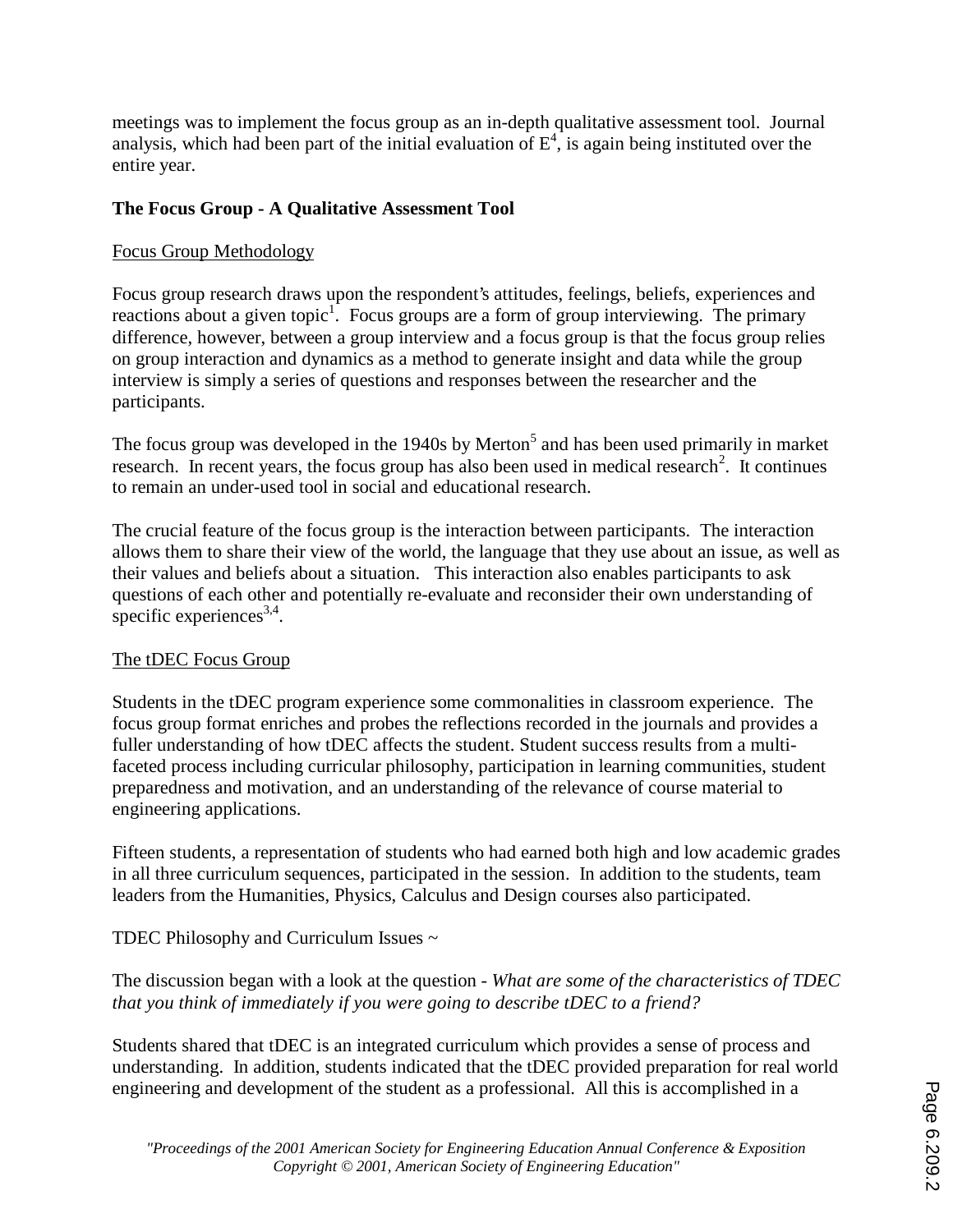meetings was to implement the focus group as an in-depth qualitative assessment tool. Journal analysis, which had been part of the initial evaluation of $E^4$, is again being instituted over the entire year.

## The Focus Group - A Qualitative Assessment Tool

### Focus Group Methodology

Focus group research draws upon the respondent's attitudes, feelings, beliefs, experiences and reactions about a given topic[1]. Focus groups are a form of group interviewing. The primary difference, however, between a group interview and a focus group is that the focus group relies on group interaction and dynamics as a method to generate insight and data while the group interview is simply a series of questions and responses between the researcher and the participants.

The focus group was developed in the 1940s by Merton[5] and has been used primarily in market research. In recent years, the focus group has also been used in medical research[2]. It continues to remain an under-used tool in social and educational research.

The crucial feature of the focus group is the interaction between participants. The interaction allows them to share their view of the world, the language that they use about an issue, as well as their values and beliefs about a situation. This interaction also enables participants to ask questions of each other and potentially re-evaluate and reconsider their own understanding of specific experiences[3,4].

### The tDEC Focus Group

Students in the tDEC program experience some commonalities in classroom experience. The focus group format enriches and probes the reflections recorded in the journals and provides a fuller understanding of how tDEC affects the student. Student success results from a multi-faceted process including curricular philosophy, participation in learning communities, student preparedness and motivation, and an understanding of the relevance of course material to engineering applications.

Fifteen students, a representation of students who had earned both high and low academic grades in all three curriculum sequences, participated in the session. In addition to the students, team leaders from the Humanities, Physics, Calculus and Design courses also participated.

TDEC Philosophy and Curriculum Issues ~

The discussion began with a look at the question - *What are some of the characteristics of TDEC that you think of immediately if you were going to describe tDEC to a friend?*

Students shared that tDEC is an integrated curriculum which provides a sense of process and understanding. In addition, students indicated that the tDEC provided preparation for real world engineering and development of the student as a professional. All this is accomplished in a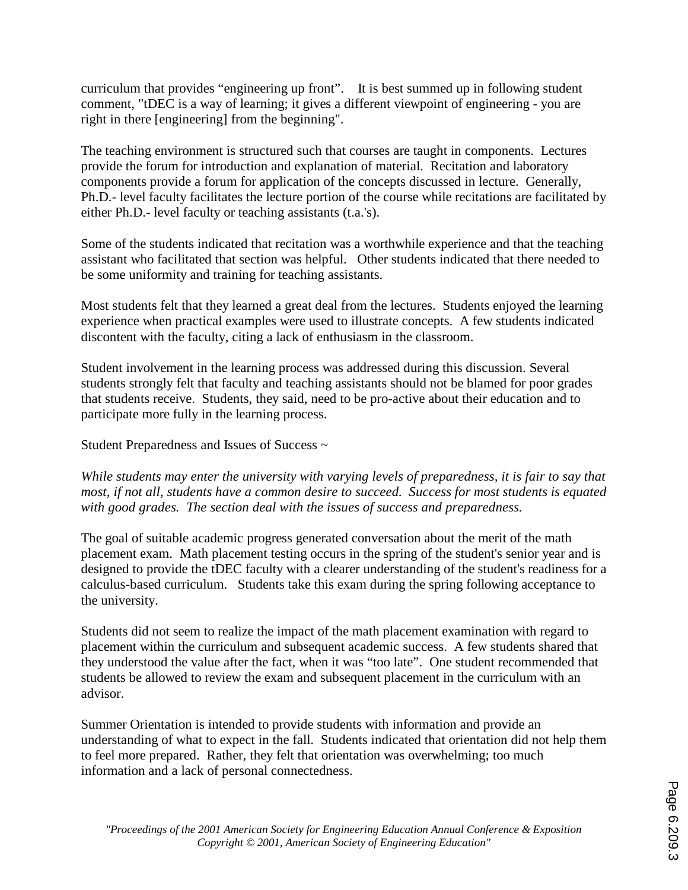curriculum that provides "engineering up front". It is best summed up in following student comment, "tDEC is a way of learning; it gives a different viewpoint of engineering - you are right in there [engineering] from the beginning".

The teaching environment is structured such that courses are taught in components. Lectures provide the forum for introduction and explanation of material. Recitation and laboratory components provide a forum for application of the concepts discussed in lecture. Generally, Ph.D.- level faculty facilitates the lecture portion of the course while recitations are facilitated by either Ph.D.- level faculty or teaching assistants (t.a.'s).

Some of the students indicated that recitation was a worthwhile experience and that the teaching assistant who facilitated that section was helpful. Other students indicated that there needed to be some uniformity and training for teaching assistants.

Most students felt that they learned a great deal from the lectures. Students enjoyed the learning experience when practical examples were used to illustrate concepts. A few students indicated discontent with the faculty, citing a lack of enthusiasm in the classroom.

Student involvement in the learning process was addressed during this discussion. Several students strongly felt that faculty and teaching assistants should not be blamed for poor grades that students receive. Students, they said, need to be pro-active about their education and to participate more fully in the learning process.

Student Preparedness and Issues of Success ~

*While students may enter the university with varying levels of preparedness, it is fair to say that most, if not all, students have a common desire to succeed. Success for most students is equated with good grades. The section deal with the issues of success and preparedness.*

The goal of suitable academic progress generated conversation about the merit of the math placement exam. Math placement testing occurs in the spring of the student's senior year and is designed to provide the tDEC faculty with a clearer understanding of the student's readiness for a calculus-based curriculum. Students take this exam during the spring following acceptance to the university.

Students did not seem to realize the impact of the math placement examination with regard to placement within the curriculum and subsequent academic success. A few students shared that they understood the value after the fact, when it was "too late". One student recommended that students be allowed to review the exam and subsequent placement in the curriculum with an advisor.

Summer Orientation is intended to provide students with information and provide an understanding of what to expect in the fall. Students indicated that orientation did not help them to feel more prepared. Rather, they felt that orientation was overwhelming; too much information and a lack of personal connectedness.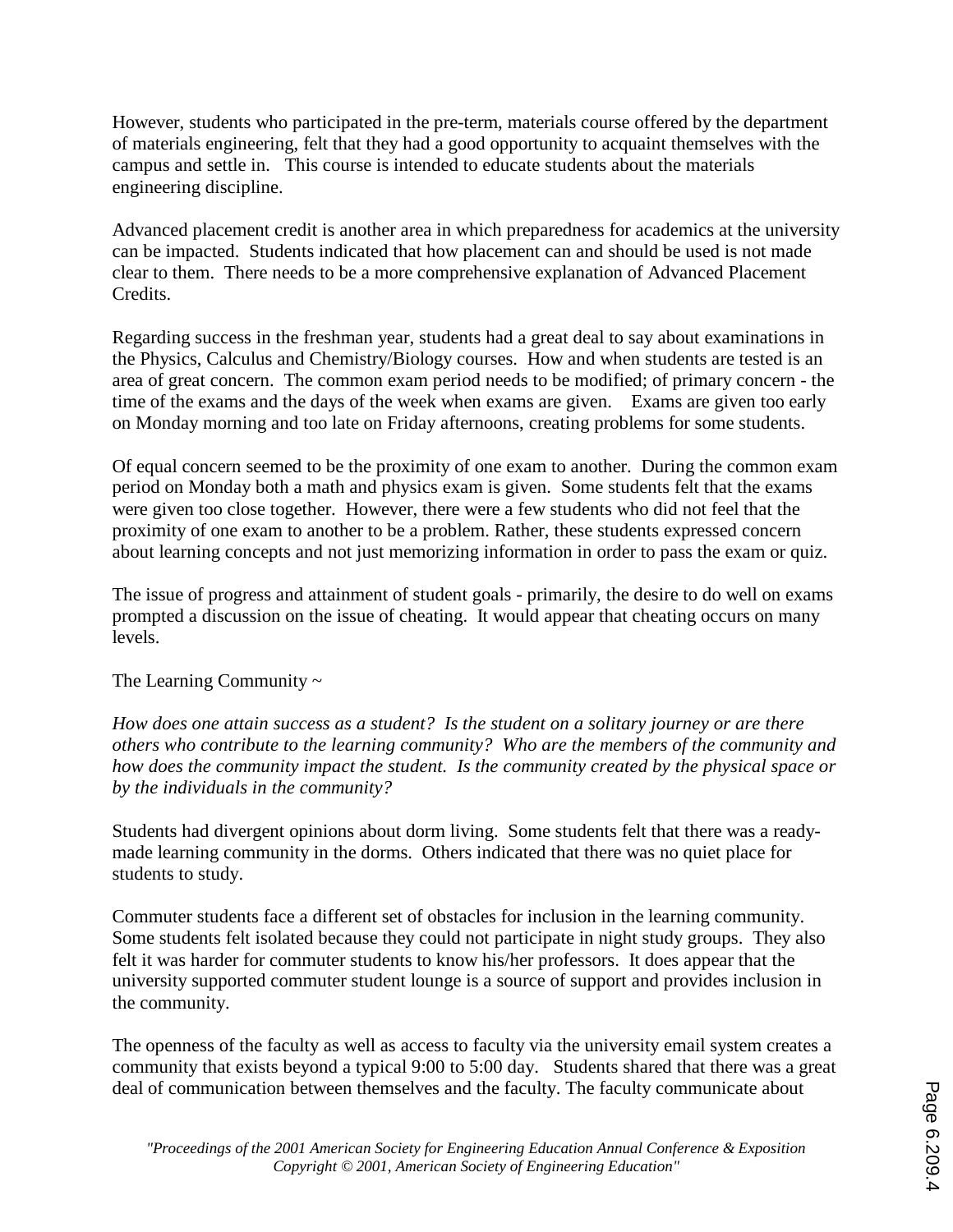However, students who participated in the pre-term, materials course offered by the department of materials engineering, felt that they had a good opportunity to acquaint themselves with the campus and settle in. This course is intended to educate students about the materials engineering discipline.

Advanced placement credit is another area in which preparedness for academics at the university can be impacted. Students indicated that how placement can and should be used is not made clear to them. There needs to be a more comprehensive explanation of Advanced Placement Credits.

Regarding success in the freshman year, students had a great deal to say about examinations in the Physics, Calculus and Chemistry/Biology courses. How and when students are tested is an area of great concern. The common exam period needs to be modified; of primary concern - the time of the exams and the days of the week when exams are given. Exams are given too early on Monday morning and too late on Friday afternoons, creating problems for some students.

Of equal concern seemed to be the proximity of one exam to another. During the common exam period on Monday both a math and physics exam is given. Some students felt that the exams were given too close together. However, there were a few students who did not feel that the proximity of one exam to another to be a problem. Rather, these students expressed concern about learning concepts and not just memorizing information in order to pass the exam or quiz.

The issue of progress and attainment of student goals - primarily, the desire to do well on exams prompted a discussion on the issue of cheating. It would appear that cheating occurs on many levels.

The Learning Community ~

*How does one attain success as a student? Is the student on a solitary journey or are there others who contribute to the learning community? Who are the members of the community and how does the community impact the student. Is the community created by the physical space or by the individuals in the community?*

Students had divergent opinions about dorm living. Some students felt that there was a ready-made learning community in the dorms. Others indicated that there was no quiet place for students to study.

Commuter students face a different set of obstacles for inclusion in the learning community. Some students felt isolated because they could not participate in night study groups. They also felt it was harder for commuter students to know his/her professors. It does appear that the university supported commuter student lounge is a source of support and provides inclusion in the community.

The openness of the faculty as well as access to faculty via the university email system creates a community that exists beyond a typical 9:00 to 5:00 day. Students shared that there was a great deal of communication between themselves and the faculty. The faculty communicate about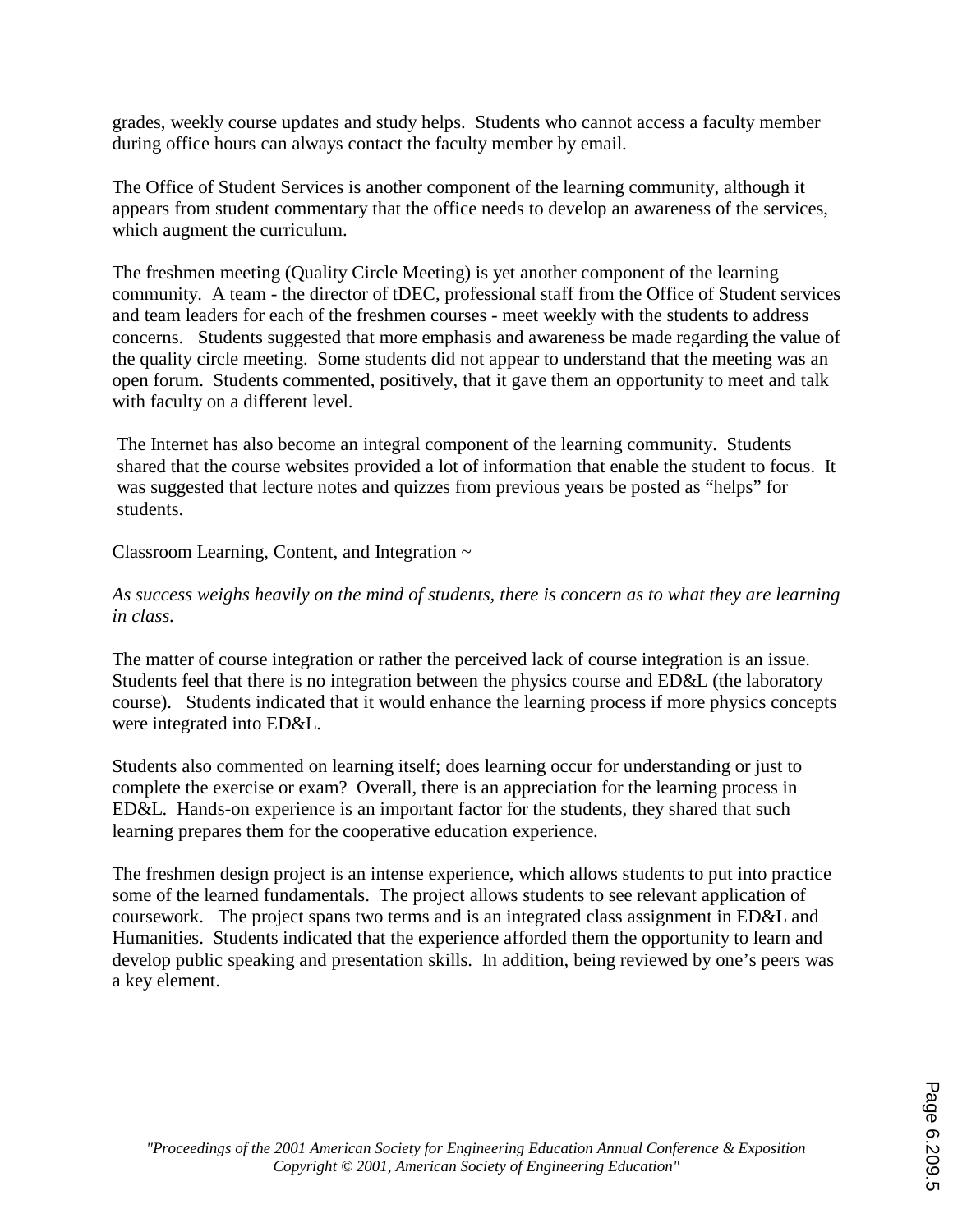grades, weekly course updates and study helps. Students who cannot access a faculty member during office hours can always contact the faculty member by email.

The Office of Student Services is another component of the learning community, although it appears from student commentary that the office needs to develop an awareness of the services, which augment the curriculum.

The freshmen meeting (Quality Circle Meeting) is yet another component of the learning community. A team - the director of tDEC, professional staff from the Office of Student services and team leaders for each of the freshmen courses - meet weekly with the students to address concerns. Students suggested that more emphasis and awareness be made regarding the value of the quality circle meeting. Some students did not appear to understand that the meeting was an open forum. Students commented, positively, that it gave them an opportunity to meet and talk with faculty on a different level.

The Internet has also become an integral component of the learning community. Students shared that the course websites provided a lot of information that enable the student to focus. It was suggested that lecture notes and quizzes from previous years be posted as "helps" for students.

Classroom Learning, Content, and Integration ~

*As success weighs heavily on the mind of students, there is concern as to what they are learning in class.*

The matter of course integration or rather the perceived lack of course integration is an issue. Students feel that there is no integration between the physics course and ED&L (the laboratory course). Students indicated that it would enhance the learning process if more physics concepts were integrated into ED&L.

Students also commented on learning itself; does learning occur for understanding or just to complete the exercise or exam? Overall, there is an appreciation for the learning process in ED&L. Hands-on experience is an important factor for the students, they shared that such learning prepares them for the cooperative education experience.

The freshmen design project is an intense experience, which allows students to put into practice some of the learned fundamentals. The project allows students to see relevant application of coursework. The project spans two terms and is an integrated class assignment in ED&L and Humanities. Students indicated that the experience afforded them the opportunity to learn and develop public speaking and presentation skills. In addition, being reviewed by one's peers was a key element.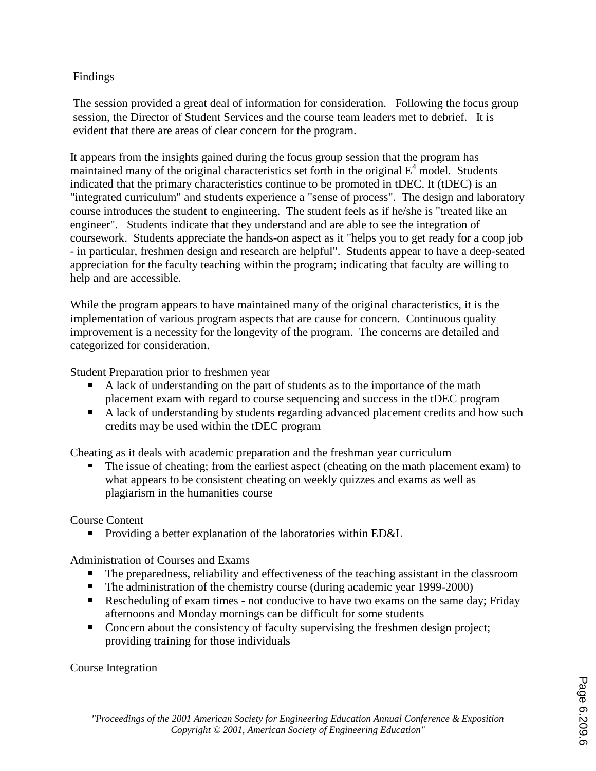Findings

The session provided a great deal of information for consideration. Following the focus group session, the Director of Student Services and the course team leaders met to debrief. It is evident that there are areas of clear concern for the program.

It appears from the insights gained during the focus group session that the program has maintained many of the original characteristics set forth in the original $E^4$ model. Students indicated that the primary characteristics continue to be promoted in tDEC. It (tDEC) is an "integrated curriculum" and students experience a "sense of process". The design and laboratory course introduces the student to engineering. The student feels as if he/she is "treated like an engineer". Students indicate that they understand and are able to see the integration of coursework. Students appreciate the hands-on aspect as it "helps you to get ready for a coop job - in particular, freshmen design and research are helpful". Students appear to have a deep-seated appreciation for the faculty teaching within the program; indicating that faculty are willing to help and are accessible.

While the program appears to have maintained many of the original characteristics, it is the implementation of various program aspects that are cause for concern. Continuous quality improvement is a necessity for the longevity of the program. The concerns are detailed and categorized for consideration.

Student Preparation prior to freshmen year

- A lack of understanding on the part of students as to the importance of the math placement exam with regard to course sequencing and success in the tDEC program
- A lack of understanding by students regarding advanced placement credits and how such credits may be used within the tDEC program

Cheating as it deals with academic preparation and the freshman year curriculum

- The issue of cheating; from the earliest aspect (cheating on the math placement exam) to what appears to be consistent cheating on weekly quizzes and exams as well as plagiarism in the humanities course

Course Content

- Providing a better explanation of the laboratories within ED&L

Administration of Courses and Exams

- The preparedness, reliability and effectiveness of the teaching assistant in the classroom
- The administration of the chemistry course (during academic year 1999-2000)
- Rescheduling of exam times - not conducive to have two exams on the same day; Friday afternoons and Monday mornings can be difficult for some students
- Concern about the consistency of faculty supervising the freshmen design project; providing training for those individuals

Course Integration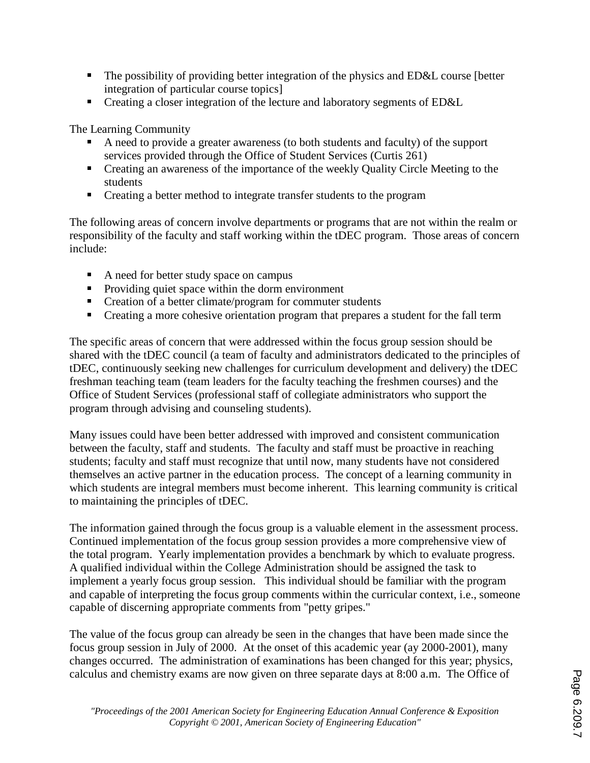- The possibility of providing better integration of the physics and ED&L course [better integration of particular course topics]
- Creating a closer integration of the lecture and laboratory segments of ED&L

The Learning Community

- A need to provide a greater awareness (to both students and faculty) of the support services provided through the Office of Student Services (Curtis 261)
- Creating an awareness of the importance of the weekly Quality Circle Meeting to the students
- Creating a better method to integrate transfer students to the program

The following areas of concern involve departments or programs that are not within the realm or responsibility of the faculty and staff working within the tDEC program. Those areas of concern include:

- A need for better study space on campus
- Providing quiet space within the dorm environment
- Creation of a better climate/program for commuter students
- Creating a more cohesive orientation program that prepares a student for the fall term

The specific areas of concern that were addressed within the focus group session should be shared with the tDEC council (a team of faculty and administrators dedicated to the principles of tDEC, continuously seeking new challenges for curriculum development and delivery) the tDEC freshman teaching team (team leaders for the faculty teaching the freshmen courses) and the Office of Student Services (professional staff of collegiate administrators who support the program through advising and counseling students).

Many issues could have been better addressed with improved and consistent communication between the faculty, staff and students. The faculty and staff must be proactive in reaching students; faculty and staff must recognize that until now, many students have not considered themselves an active partner in the education process. The concept of a learning community in which students are integral members must become inherent. This learning community is critical to maintaining the principles of tDEC.

The information gained through the focus group is a valuable element in the assessment process. Continued implementation of the focus group session provides a more comprehensive view of the total program. Yearly implementation provides a benchmark by which to evaluate progress. A qualified individual within the College Administration should be assigned the task to implement a yearly focus group session. This individual should be familiar with the program and capable of interpreting the focus group comments within the curricular context, i.e., someone capable of discerning appropriate comments from "petty gripes."

The value of the focus group can already be seen in the changes that have been made since the focus group session in July of 2000. At the onset of this academic year (ay 2000-2001), many changes occurred. The administration of examinations has been changed for this year; physics, calculus and chemistry exams are now given on three separate days at 8:00 a.m. The Office of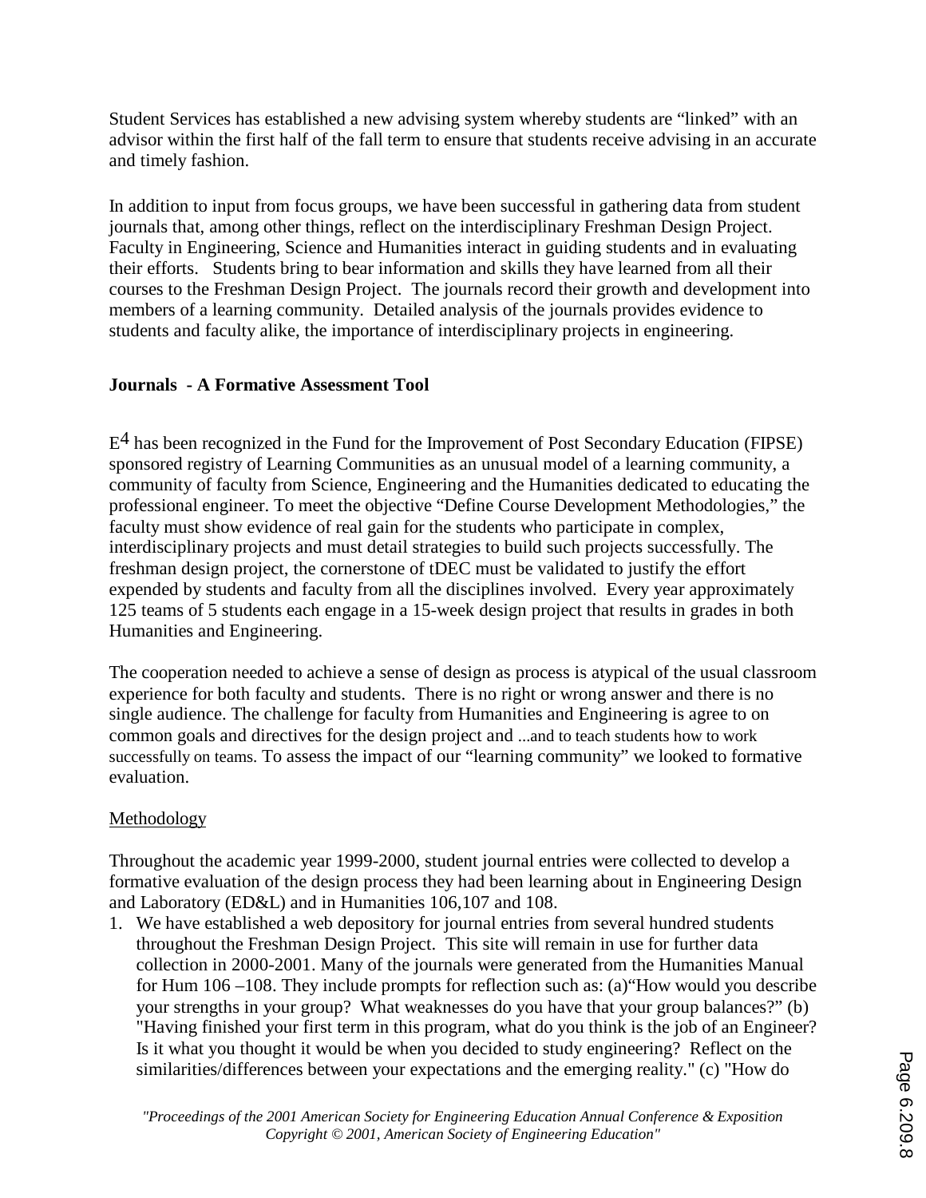Student Services has established a new advising system whereby students are "linked" with an advisor within the first half of the fall term to ensure that students receive advising in an accurate and timely fashion.

In addition to input from focus groups, we have been successful in gathering data from student journals that, among other things, reflect on the interdisciplinary Freshman Design Project. Faculty in Engineering, Science and Humanities interact in guiding students and in evaluating their efforts. Students bring to bear information and skills they have learned from all their courses to the Freshman Design Project. The journals record their growth and development into members of a learning community. Detailed analysis of the journals provides evidence to students and faculty alike, the importance of interdisciplinary projects in engineering.

**Journals - A Formative Assessment Tool**

$E^4$ has been recognized in the Fund for the Improvement of Post Secondary Education (FIPSE) sponsored registry of Learning Communities as an unusual model of a learning community, a community of faculty from Science, Engineering and the Humanities dedicated to educating the professional engineer. To meet the objective "Define Course Development Methodologies," the faculty must show evidence of real gain for the students who participate in complex, interdisciplinary projects and must detail strategies to build such projects successfully. The freshman design project, the cornerstone of tDEC must be validated to justify the effort expended by students and faculty from all the disciplines involved. Every year approximately 125 teams of 5 students each engage in a 15-week design project that results in grades in both Humanities and Engineering.

The cooperation needed to achieve a sense of design as process is atypical of the usual classroom experience for both faculty and students. There is no right or wrong answer and there is no single audience. The challenge for faculty from Humanities and Engineering is agree to on common goals and directives for the design project and ...and to teach students how to work successfully on teams. To assess the impact of our "learning community" we looked to formative evaluation.

Methodology

Throughout the academic year 1999-2000, student journal entries were collected to develop a formative evaluation of the design process they had been learning about in Engineering Design and Laboratory (ED&L) and in Humanities 106,107 and 108.

1. We have established a web depository for journal entries from several hundred students throughout the Freshman Design Project. This site will remain in use for further data collection in 2000-2001. Many of the journals were generated from the Humanities Manual for Hum 106 –108. They include prompts for reflection such as: (a)"How would you describe your strengths in your group? What weaknesses do you have that your group balances?" (b) "Having finished your first term in this program, what do you think is the job of an Engineer? Is it what you thought it would be when you decided to study engineering? Reflect on the similarities/differences between your expectations and the emerging reality." (c) "How do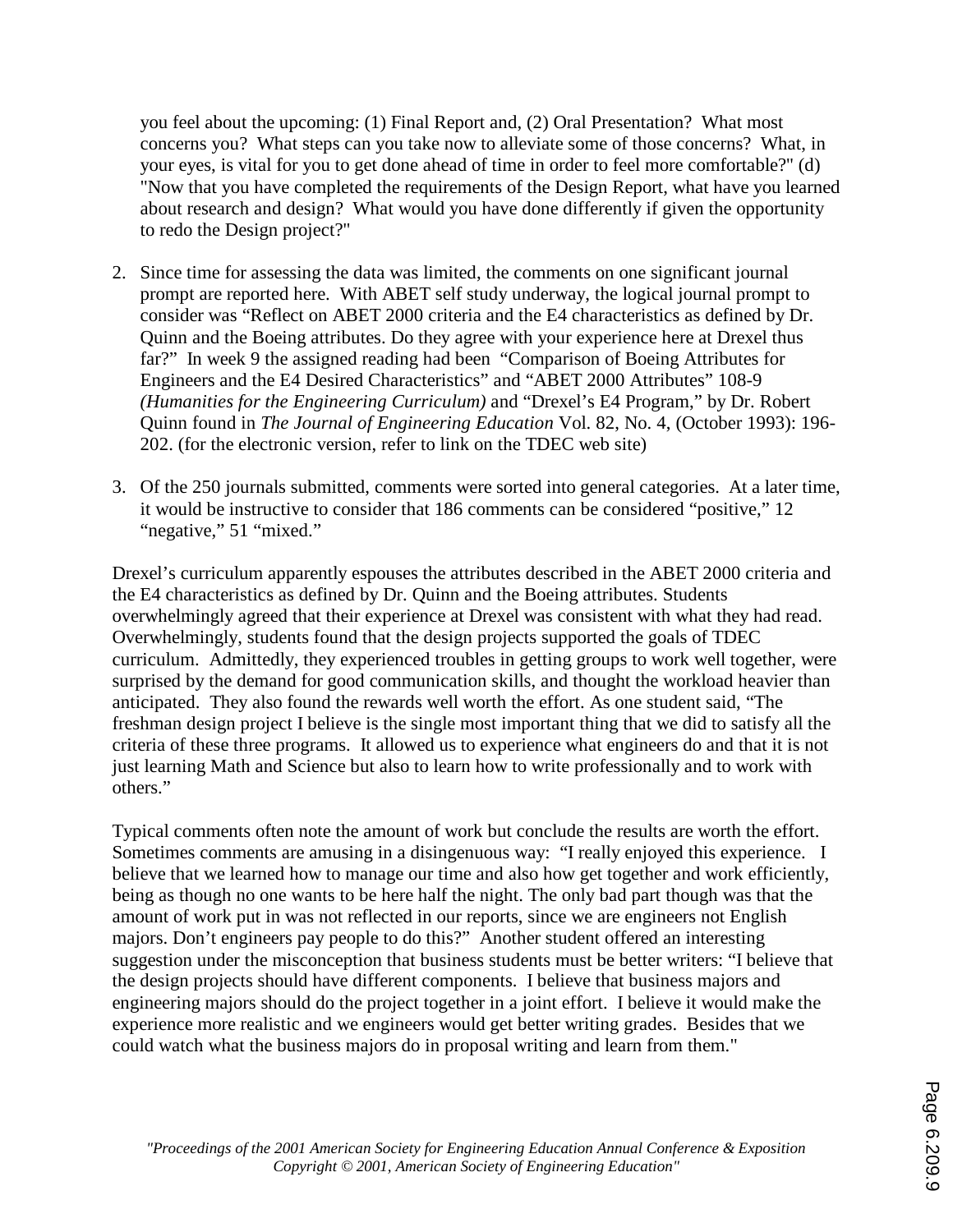you feel about the upcoming: (1) Final Report and, (2) Oral Presentation? What most concerns you? What steps can you take now to alleviate some of those concerns? What, in your eyes, is vital for you to get done ahead of time in order to feel more comfortable?" (d) "Now that you have completed the requirements of the Design Report, what have you learned about research and design? What would you have done differently if given the opportunity to redo the Design project?"

2. Since time for assessing the data was limited, the comments on one significant journal prompt are reported here. With ABET self study underway, the logical journal prompt to consider was "Reflect on ABET 2000 criteria and the E4 characteristics as defined by Dr. Quinn and the Boeing attributes. Do they agree with your experience here at Drexel thus far?" In week 9 the assigned reading had been "Comparison of Boeing Attributes for Engineers and the E4 Desired Characteristics" and "ABET 2000 Attributes" 108-9 *(Humanities for the Engineering Curriculum)* and "Drexel's E4 Program," by Dr. Robert Quinn found in *The Journal of Engineering Education* Vol. 82, No. 4, (October 1993): 196-202. (for the electronic version, refer to link on the TDEC web site)

3. Of the 250 journals submitted, comments were sorted into general categories. At a later time, it would be instructive to consider that 186 comments can be considered "positive," 12 "negative," 51 "mixed."

Drexel's curriculum apparently espouses the attributes described in the ABET 2000 criteria and the E4 characteristics as defined by Dr. Quinn and the Boeing attributes. Students overwhelmingly agreed that their experience at Drexel was consistent with what they had read. Overwhelmingly, students found that the design projects supported the goals of TDEC curriculum. Admittedly, they experienced troubles in getting groups to work well together, were surprised by the demand for good communication skills, and thought the workload heavier than anticipated. They also found the rewards well worth the effort. As one student said, "The freshman design project I believe is the single most important thing that we did to satisfy all the criteria of these three programs. It allowed us to experience what engineers do and that it is not just learning Math and Science but also to learn how to write professionally and to work with others."

Typical comments often note the amount of work but conclude the results are worth the effort. Sometimes comments are amusing in a disingenuous way: "I really enjoyed this experience. I believe that we learned how to manage our time and also how get together and work efficiently, being as though no one wants to be here half the night. The only bad part though was that the amount of work put in was not reflected in our reports, since we are engineers not English majors. Don't engineers pay people to do this?" Another student offered an interesting suggestion under the misconception that business students must be better writers: "I believe that the design projects should have different components. I believe that business majors and engineering majors should do the project together in a joint effort. I believe it would make the experience more realistic and we engineers would get better writing grades. Besides that we could watch what the business majors do in proposal writing and learn from them."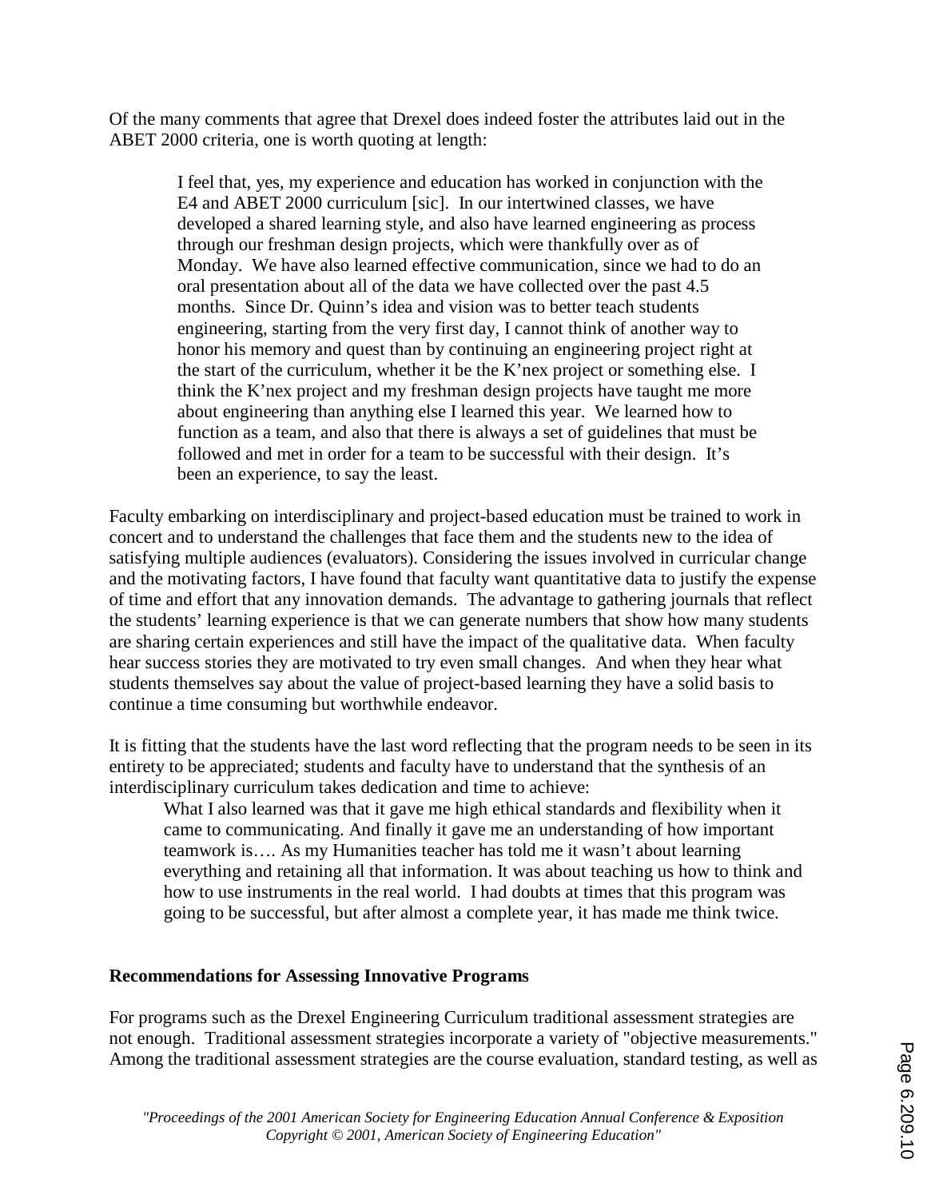Of the many comments that agree that Drexel does indeed foster the attributes laid out in the ABET 2000 criteria, one is worth quoting at length:

> I feel that, yes, my experience and education has worked in conjunction with the E4 and ABET 2000 curriculum [sic]. In our intertwined classes, we have developed a shared learning style, and also have learned engineering as process through our freshman design projects, which were thankfully over as of Monday. We have also learned effective communication, since we had to do an oral presentation about all of the data we have collected over the past 4.5 months. Since Dr. Quinn's idea and vision was to better teach students engineering, starting from the very first day, I cannot think of another way to honor his memory and quest than by continuing an engineering project right at the start of the curriculum, whether it be the K'nex project or something else. I think the K'nex project and my freshman design projects have taught me more about engineering than anything else I learned this year. We learned how to function as a team, and also that there is always a set of guidelines that must be followed and met in order for a team to be successful with their design. It's been an experience, to say the least.

Faculty embarking on interdisciplinary and project-based education must be trained to work in concert and to understand the challenges that face them and the students new to the idea of satisfying multiple audiences (evaluators). Considering the issues involved in curricular change and the motivating factors, I have found that faculty want quantitative data to justify the expense of time and effort that any innovation demands. The advantage to gathering journals that reflect the students' learning experience is that we can generate numbers that show how many students are sharing certain experiences and still have the impact of the qualitative data. When faculty hear success stories they are motivated to try even small changes. And when they hear what students themselves say about the value of project-based learning they have a solid basis to continue a time consuming but worthwhile endeavor.

It is fitting that the students have the last word reflecting that the program needs to be seen in its entirety to be appreciated; students and faculty have to understand that the synthesis of an interdisciplinary curriculum takes dedication and time to achieve:

> What I also learned was that it gave me high ethical standards and flexibility when it came to communicating. And finally it gave me an understanding of how important teamwork is…. As my Humanities teacher has told me it wasn't about learning everything and retaining all that information. It was about teaching us how to think and how to use instruments in the real world. I had doubts at times that this program was going to be successful, but after almost a complete year, it has made me think twice.

**Recommendations for Assessing Innovative Programs**

For programs such as the Drexel Engineering Curriculum traditional assessment strategies are not enough. Traditional assessment strategies incorporate a variety of "objective measurements." Among the traditional assessment strategies are the course evaluation, standard testing, as well as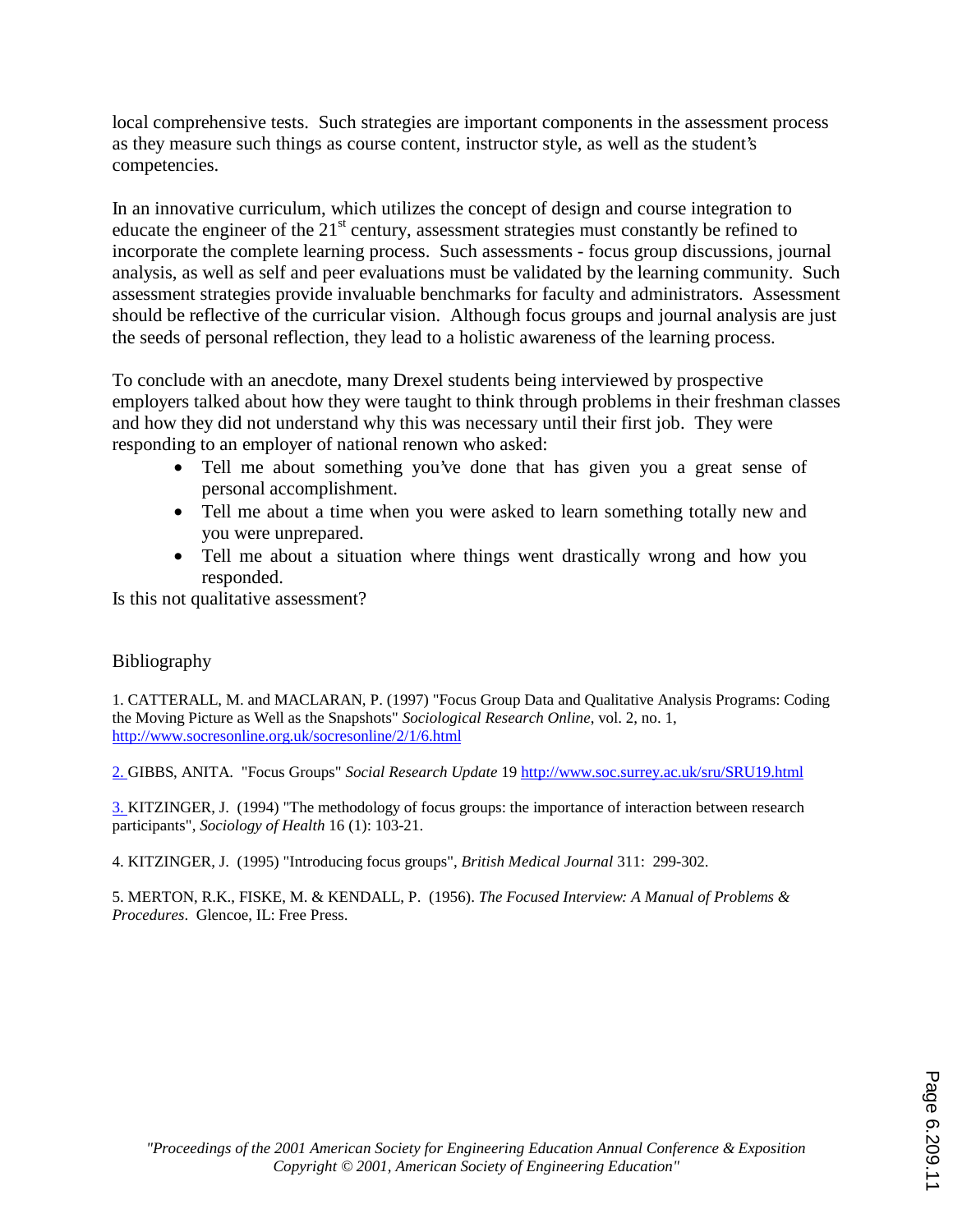local comprehensive tests. Such strategies are important components in the assessment process as they measure such things as course content, instructor style, as well as the student's competencies.

In an innovative curriculum, which utilizes the concept of design and course integration to educate the engineer of the 21st century, assessment strategies must constantly be refined to incorporate the complete learning process. Such assessments - focus group discussions, journal analysis, as well as self and peer evaluations must be validated by the learning community. Such assessment strategies provide invaluable benchmarks for faculty and administrators. Assessment should be reflective of the curricular vision. Although focus groups and journal analysis are just the seeds of personal reflection, they lead to a holistic awareness of the learning process.

To conclude with an anecdote, many Drexel students being interviewed by prospective employers talked about how they were taught to think through problems in their freshman classes and how they did not understand why this was necessary until their first job. They were responding to an employer of national renown who asked:

- Tell me about something you've done that has given you a great sense of personal accomplishment.
- Tell me about a time when you were asked to learn something totally new and you were unprepared.
- Tell me about a situation where things went drastically wrong and how you responded.

Is this not qualitative assessment?

## Bibliography

1. CATTERALL, M. and MACLARAN, P. (1997) "Focus Group Data and Qualitative Analysis Programs: Coding the Moving Picture as Well as the Snapshots" *Sociological Research Online*, vol. 2, no. 1, http://www.socresonline.org.uk/socresonline/2/1/6.html

2. GIBBS, ANITA. "Focus Groups" *Social Research Update* 19 http://www.soc.surrey.ac.uk/sru/SRU19.html

3. KITZINGER, J. (1994) "The methodology of focus groups: the importance of interaction between research participants", *Sociology of Health* 16 (1): 103-21.

4. KITZINGER, J. (1995) "Introducing focus groups", *British Medical Journal* 311: 299-302.

5. MERTON, R.K., FISKE, M. & KENDALL, P. (1956). *The Focused Interview: A Manual of Problems & Procedures*. Glencoe, IL: Free Press.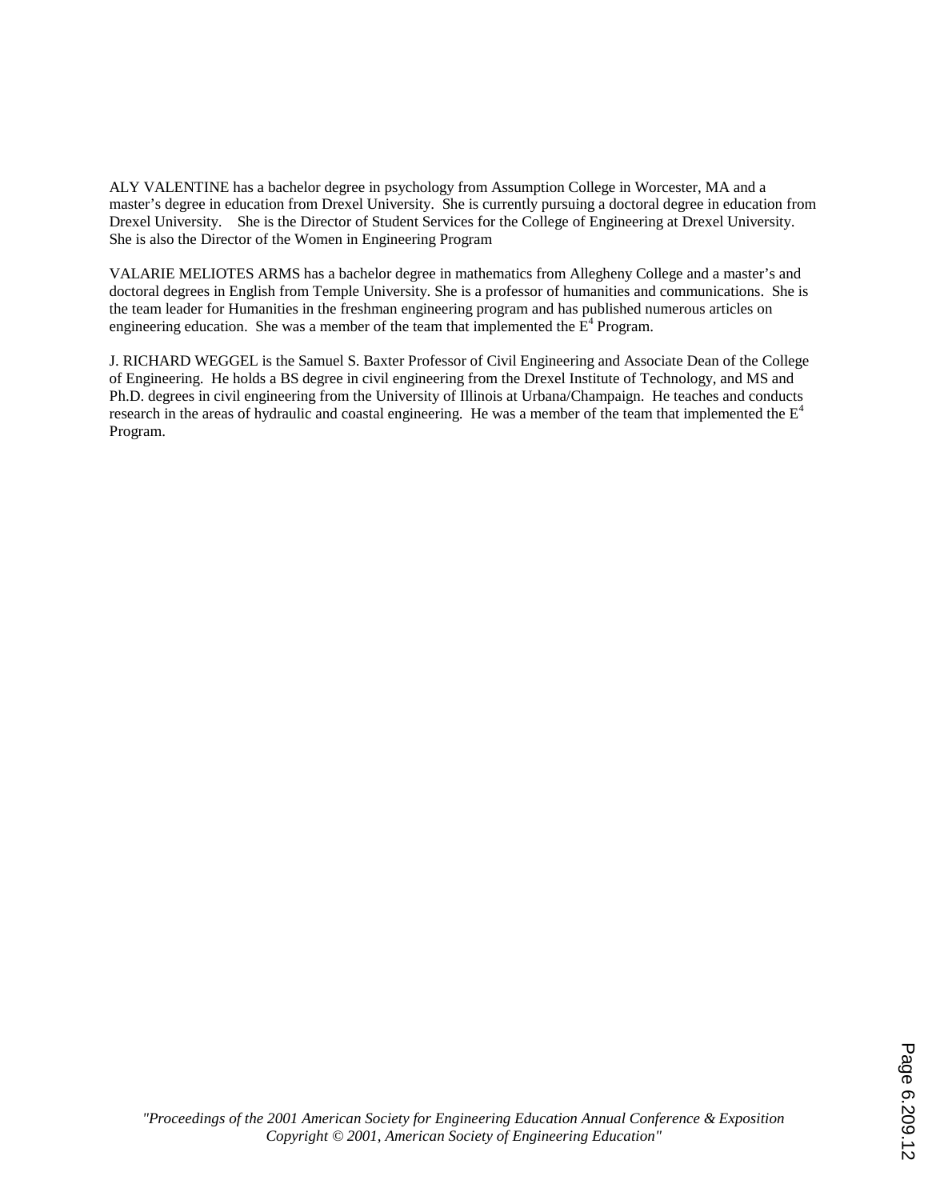ALY VALENTINE has a bachelor degree in psychology from Assumption College in Worcester, MA and a master's degree in education from Drexel University. She is currently pursuing a doctoral degree in education from Drexel University. She is the Director of Student Services for the College of Engineering at Drexel University. She is also the Director of the Women in Engineering Program

VALARIE MELIOTES ARMS has a bachelor degree in mathematics from Allegheny College and a master's and doctoral degrees in English from Temple University. She is a professor of humanities and communications. She is the team leader for Humanities in the freshman engineering program and has published numerous articles on engineering education. She was a member of the team that implemented the $E^4$ Program.

J. RICHARD WEGGEL is the Samuel S. Baxter Professor of Civil Engineering and Associate Dean of the College of Engineering. He holds a BS degree in civil engineering from the Drexel Institute of Technology, and MS and Ph.D. degrees in civil engineering from the University of Illinois at Urbana/Champaign. He teaches and conducts research in the areas of hydraulic and coastal engineering. He was a member of the team that implemented the $E^4$ Program.